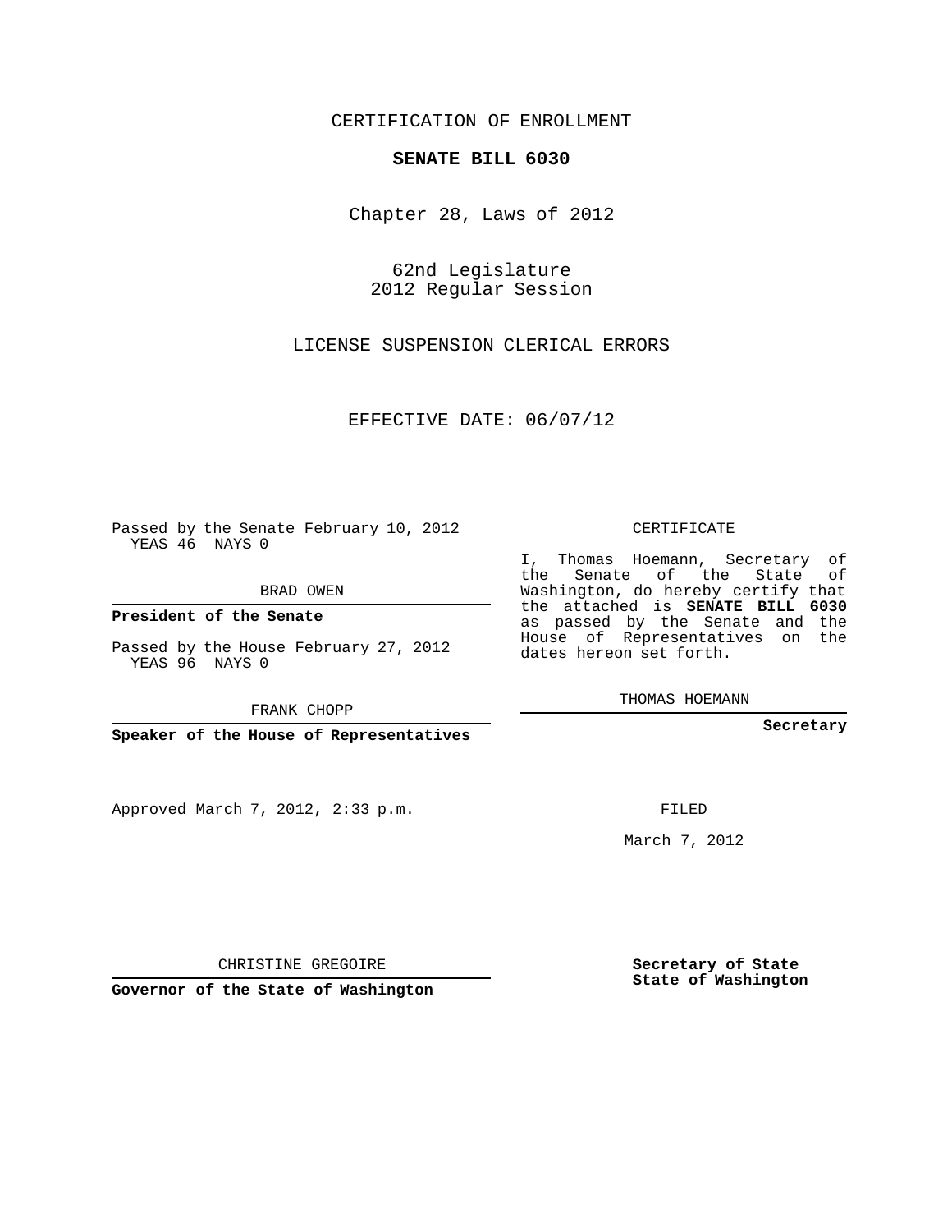CERTIFICATION OF ENROLLMENT

**SENATE BILL 6030**

Chapter 28, Laws of 2012

62nd Legislature
2012 Regular Session

LICENSE SUSPENSION CLERICAL ERRORS

EFFECTIVE DATE: 06/07/12

Passed by the Senate February 10, 2012
YEAS 46 NAYS 0

BRAD OWEN

**President of the Senate**

Passed by the House February 27, 2012
YEAS 96 NAYS 0

FRANK CHOPP

**Speaker of the House of Representatives**

Approved March 7, 2012, 2:33 p.m.

CHRISTINE GREGOIRE

**Governor of the State of Washington**

CERTIFICATE

I, Thomas Hoemann, Secretary of the Senate of the State of Washington, do hereby certify that the attached is **SENATE BILL 6030** as passed by the Senate and the House of Representatives on the dates hereon set forth.

THOMAS HOEMANN

**Secretary**

FILED

March 7, 2012

**Secretary of State**
**State of Washington**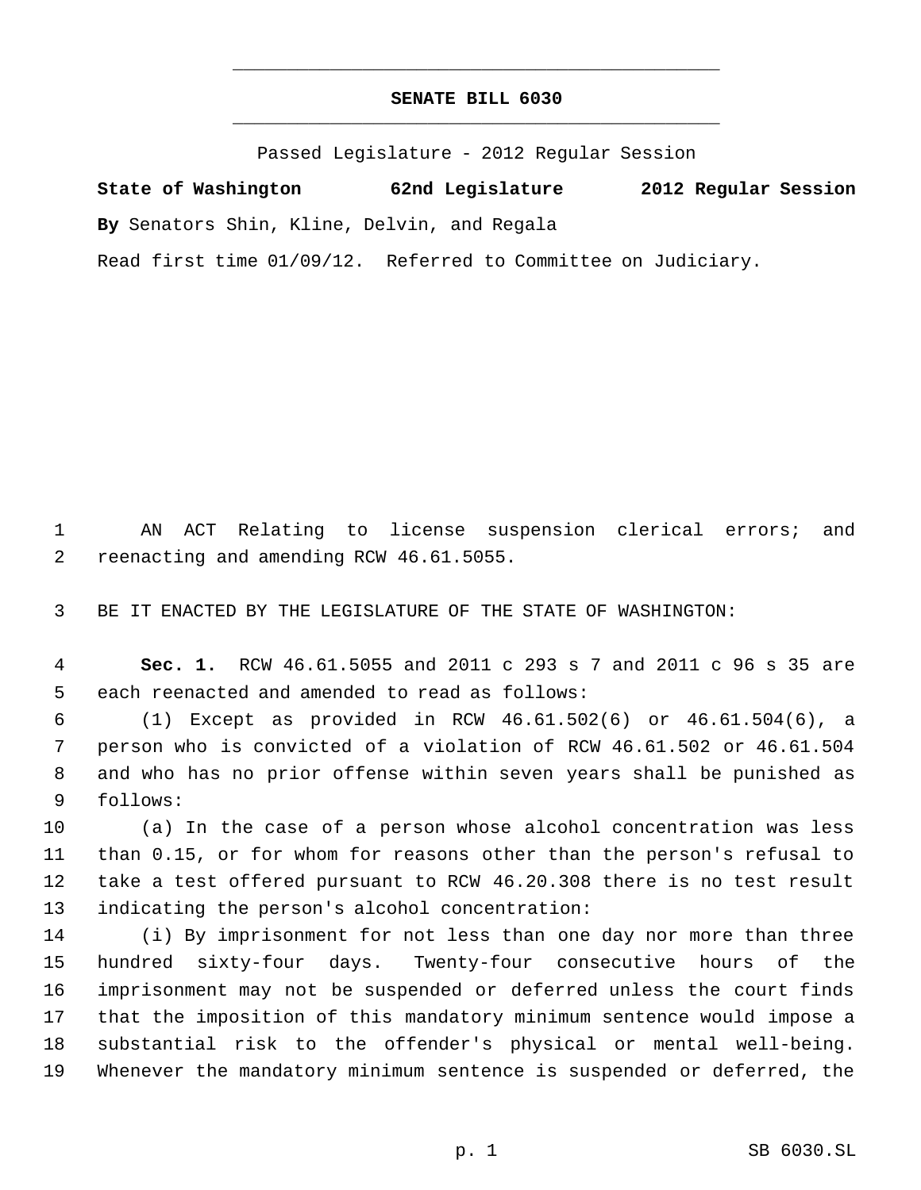# SENATE BILL 6030

Passed Legislature - 2012 Regular Session

**State of Washington 62nd Legislature 2012 Regular Session**

**By** Senators Shin, Kline, Delvin, and Regala

Read first time 01/09/12. Referred to Committee on Judiciary.

1 AN ACT Relating to license suspension clerical errors; and
2 reenacting and amending RCW 46.61.5055.

3 BE IT ENACTED BY THE LEGISLATURE OF THE STATE OF WASHINGTON:

4 **Sec. 1.** RCW 46.61.5055 and 2011 c 293 s 7 and 2011 c 96 s 35 are
5 each reenacted and amended to read as follows:

6 (1) Except as provided in RCW 46.61.502(6) or 46.61.504(6), a
7 person who is convicted of a violation of RCW 46.61.502 or 46.61.504
8 and who has no prior offense within seven years shall be punished as
9 follows:

10 (a) In the case of a person whose alcohol concentration was less
11 than 0.15, or for whom for reasons other than the person's refusal to
12 take a test offered pursuant to RCW 46.20.308 there is no test result
13 indicating the person's alcohol concentration:

14 (i) By imprisonment for not less than one day nor more than three
15 hundred sixty-four days. Twenty-four consecutive hours of the
16 imprisonment may not be suspended or deferred unless the court finds
17 that the imposition of this mandatory minimum sentence would impose a
18 substantial risk to the offender's physical or mental well-being.
19 Whenever the mandatory minimum sentence is suspended or deferred, the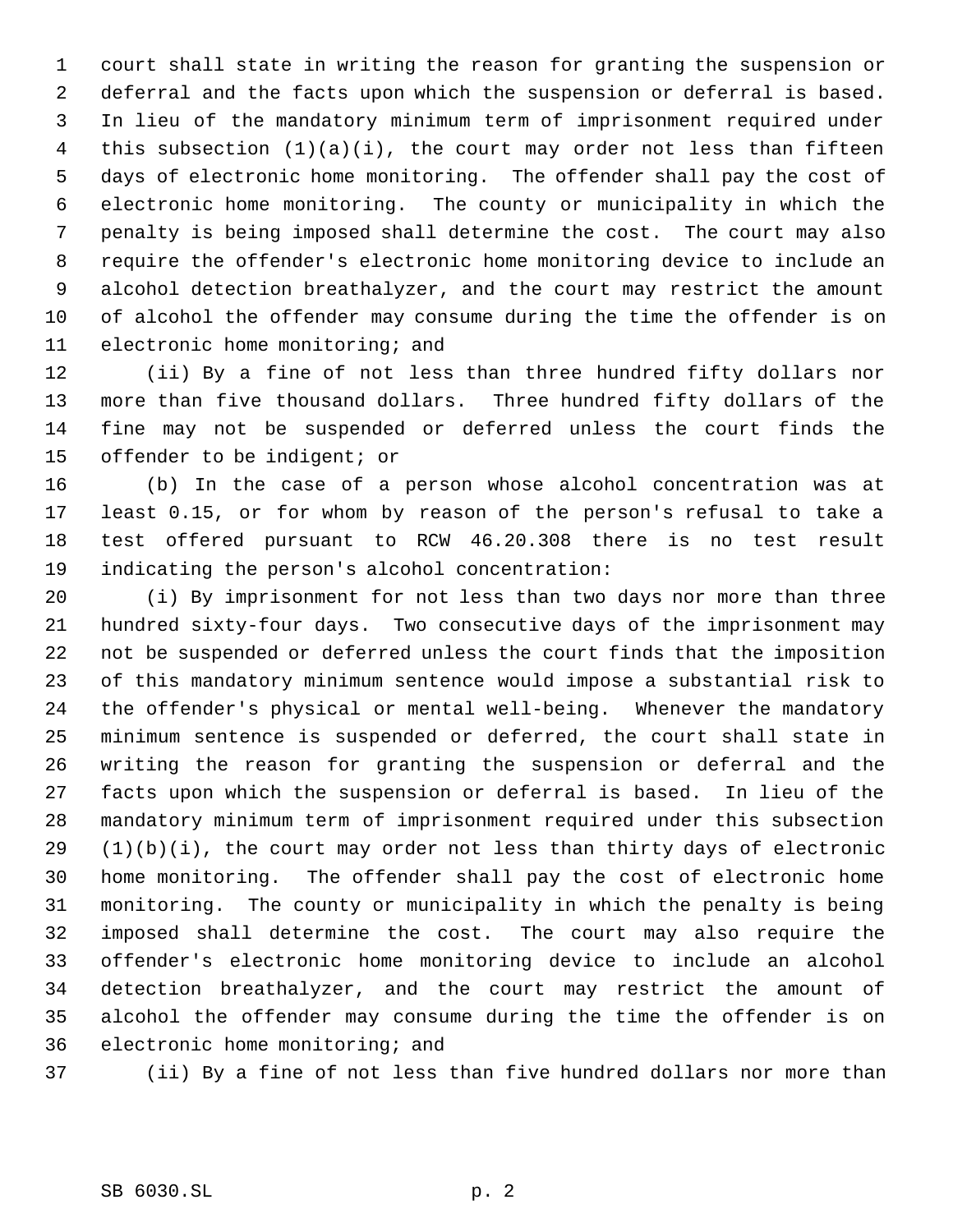court shall state in writing the reason for granting the suspension or deferral and the facts upon which the suspension or deferral is based. In lieu of the mandatory minimum term of imprisonment required under this subsection (1)(a)(i), the court may order not less than fifteen days of electronic home monitoring. The offender shall pay the cost of electronic home monitoring. The county or municipality in which the penalty is being imposed shall determine the cost. The court may also require the offender's electronic home monitoring device to include an alcohol detection breathalyzer, and the court may restrict the amount of alcohol the offender may consume during the time the offender is on electronic home monitoring; and

(ii) By a fine of not less than three hundred fifty dollars nor more than five thousand dollars. Three hundred fifty dollars of the fine may not be suspended or deferred unless the court finds the offender to be indigent; or

(b) In the case of a person whose alcohol concentration was at least 0.15, or for whom by reason of the person's refusal to take a test offered pursuant to RCW 46.20.308 there is no test result indicating the person's alcohol concentration:

(i) By imprisonment for not less than two days nor more than three hundred sixty-four days. Two consecutive days of the imprisonment may not be suspended or deferred unless the court finds that the imposition of this mandatory minimum sentence would impose a substantial risk to the offender's physical or mental well-being. Whenever the mandatory minimum sentence is suspended or deferred, the court shall state in writing the reason for granting the suspension or deferral and the facts upon which the suspension or deferral is based. In lieu of the mandatory minimum term of imprisonment required under this subsection (1)(b)(i), the court may order not less than thirty days of electronic home monitoring. The offender shall pay the cost of electronic home monitoring. The county or municipality in which the penalty is being imposed shall determine the cost. The court may also require the offender's electronic home monitoring device to include an alcohol detection breathalyzer, and the court may restrict the amount of alcohol the offender may consume during the time the offender is on electronic home monitoring; and

(ii) By a fine of not less than five hundred dollars nor more than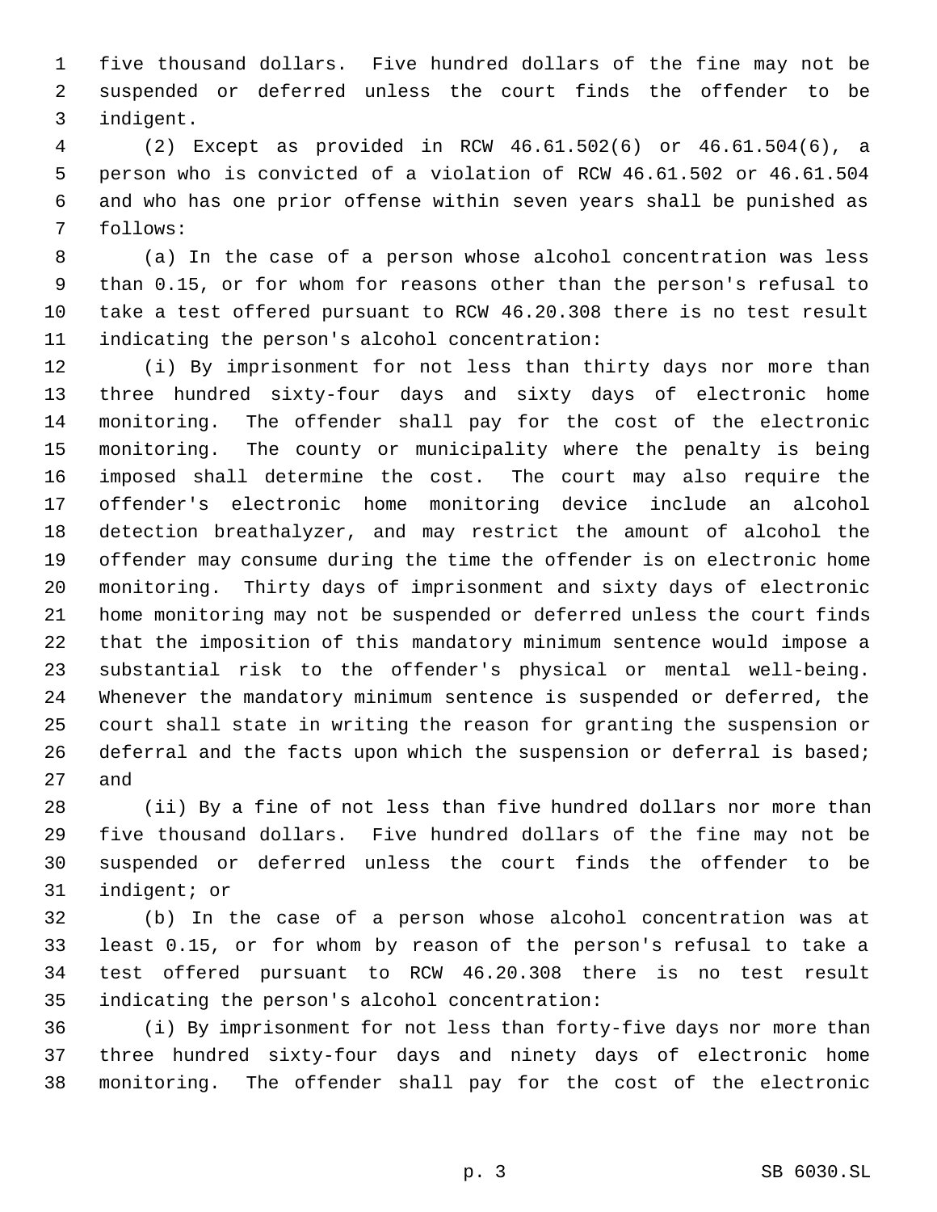five thousand dollars. Five hundred dollars of the fine may not be suspended or deferred unless the court finds the offender to be indigent.

(2) Except as provided in RCW 46.61.502(6) or 46.61.504(6), a person who is convicted of a violation of RCW 46.61.502 or 46.61.504 and who has one prior offense within seven years shall be punished as follows:

(a) In the case of a person whose alcohol concentration was less than 0.15, or for whom for reasons other than the person's refusal to take a test offered pursuant to RCW 46.20.308 there is no test result indicating the person's alcohol concentration:

(i) By imprisonment for not less than thirty days nor more than three hundred sixty-four days and sixty days of electronic home monitoring. The offender shall pay for the cost of the electronic monitoring. The county or municipality where the penalty is being imposed shall determine the cost. The court may also require the offender's electronic home monitoring device include an alcohol detection breathalyzer, and may restrict the amount of alcohol the offender may consume during the time the offender is on electronic home monitoring. Thirty days of imprisonment and sixty days of electronic home monitoring may not be suspended or deferred unless the court finds that the imposition of this mandatory minimum sentence would impose a substantial risk to the offender's physical or mental well-being. Whenever the mandatory minimum sentence is suspended or deferred, the court shall state in writing the reason for granting the suspension or deferral and the facts upon which the suspension or deferral is based; and

(ii) By a fine of not less than five hundred dollars nor more than five thousand dollars. Five hundred dollars of the fine may not be suspended or deferred unless the court finds the offender to be indigent; or

(b) In the case of a person whose alcohol concentration was at least 0.15, or for whom by reason of the person's refusal to take a test offered pursuant to RCW 46.20.308 there is no test result indicating the person's alcohol concentration:

(i) By imprisonment for not less than forty-five days nor more than three hundred sixty-four days and ninety days of electronic home monitoring. The offender shall pay for the cost of the electronic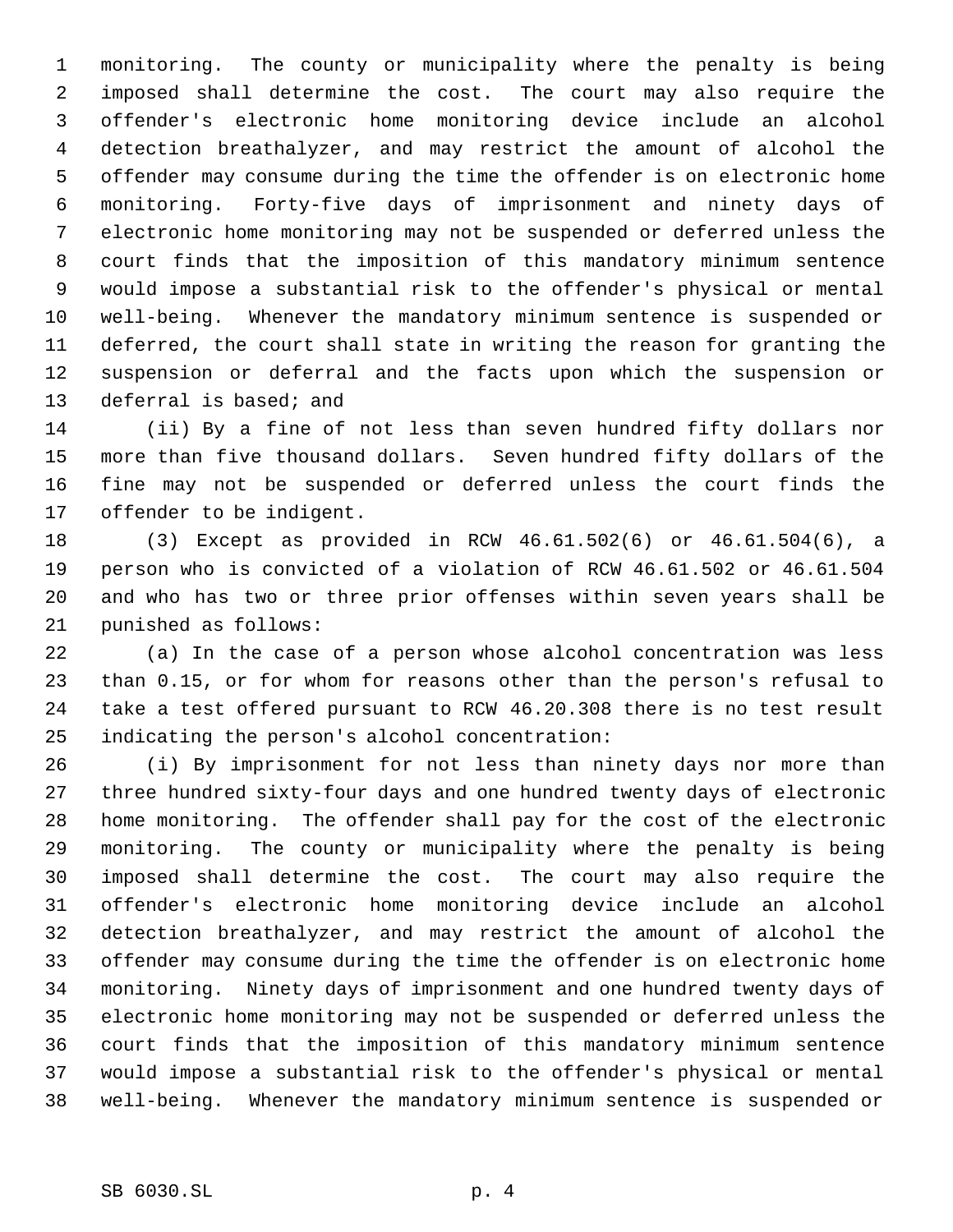monitoring. The county or municipality where the penalty is being imposed shall determine the cost. The court may also require the offender's electronic home monitoring device include an alcohol detection breathalyzer, and may restrict the amount of alcohol the offender may consume during the time the offender is on electronic home monitoring. Forty-five days of imprisonment and ninety days of electronic home monitoring may not be suspended or deferred unless the court finds that the imposition of this mandatory minimum sentence would impose a substantial risk to the offender's physical or mental well-being. Whenever the mandatory minimum sentence is suspended or deferred, the court shall state in writing the reason for granting the suspension or deferral and the facts upon which the suspension or deferral is based; and

(ii) By a fine of not less than seven hundred fifty dollars nor more than five thousand dollars. Seven hundred fifty dollars of the fine may not be suspended or deferred unless the court finds the offender to be indigent.

(3) Except as provided in RCW 46.61.502(6) or 46.61.504(6), a person who is convicted of a violation of RCW 46.61.502 or 46.61.504 and who has two or three prior offenses within seven years shall be punished as follows:

(a) In the case of a person whose alcohol concentration was less than 0.15, or for whom for reasons other than the person's refusal to take a test offered pursuant to RCW 46.20.308 there is no test result indicating the person's alcohol concentration:

(i) By imprisonment for not less than ninety days nor more than three hundred sixty-four days and one hundred twenty days of electronic home monitoring. The offender shall pay for the cost of the electronic monitoring. The county or municipality where the penalty is being imposed shall determine the cost. The court may also require the offender's electronic home monitoring device include an alcohol detection breathalyzer, and may restrict the amount of alcohol the offender may consume during the time the offender is on electronic home monitoring. Ninety days of imprisonment and one hundred twenty days of electronic home monitoring may not be suspended or deferred unless the court finds that the imposition of this mandatory minimum sentence would impose a substantial risk to the offender's physical or mental well-being. Whenever the mandatory minimum sentence is suspended or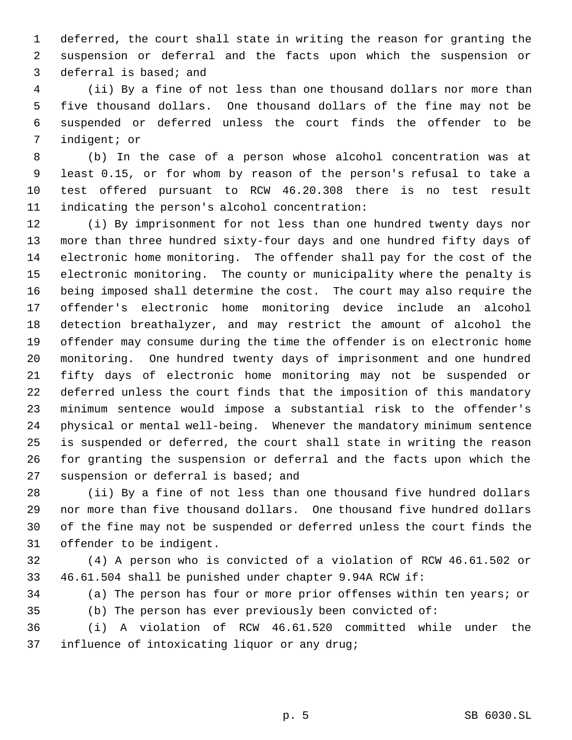deferred, the court shall state in writing the reason for granting the suspension or deferral and the facts upon which the suspension or deferral is based; and

(ii) By a fine of not less than one thousand dollars nor more than five thousand dollars. One thousand dollars of the fine may not be suspended or deferred unless the court finds the offender to be indigent; or

(b) In the case of a person whose alcohol concentration was at least 0.15, or for whom by reason of the person's refusal to take a test offered pursuant to RCW 46.20.308 there is no test result indicating the person's alcohol concentration:

(i) By imprisonment for not less than one hundred twenty days nor more than three hundred sixty-four days and one hundred fifty days of electronic home monitoring. The offender shall pay for the cost of the electronic monitoring. The county or municipality where the penalty is being imposed shall determine the cost. The court may also require the offender's electronic home monitoring device include an alcohol detection breathalyzer, and may restrict the amount of alcohol the offender may consume during the time the offender is on electronic home monitoring. One hundred twenty days of imprisonment and one hundred fifty days of electronic home monitoring may not be suspended or deferred unless the court finds that the imposition of this mandatory minimum sentence would impose a substantial risk to the offender's physical or mental well-being. Whenever the mandatory minimum sentence is suspended or deferred, the court shall state in writing the reason for granting the suspension or deferral and the facts upon which the suspension or deferral is based; and

(ii) By a fine of not less than one thousand five hundred dollars nor more than five thousand dollars. One thousand five hundred dollars of the fine may not be suspended or deferred unless the court finds the offender to be indigent.

(4) A person who is convicted of a violation of RCW 46.61.502 or 46.61.504 shall be punished under chapter 9.94A RCW if:

(a) The person has four or more prior offenses within ten years; or

(b) The person has ever previously been convicted of:

(i) A violation of RCW 46.61.520 committed while under the influence of intoxicating liquor or any drug;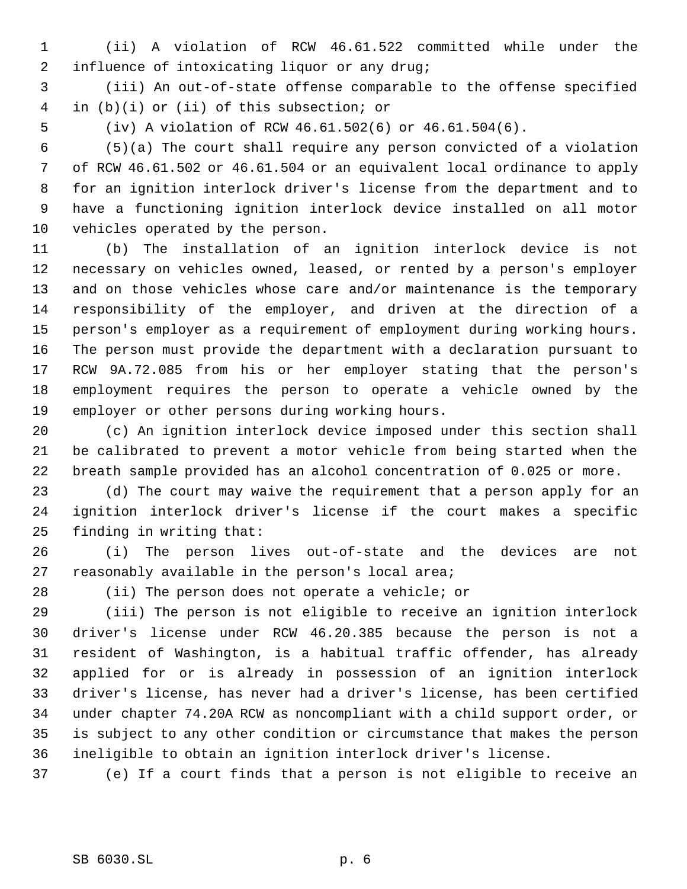(ii) A violation of RCW 46.61.522 committed while under the influence of intoxicating liquor or any drug;

(iii) An out-of-state offense comparable to the offense specified in (b)(i) or (ii) of this subsection; or

(iv) A violation of RCW 46.61.502(6) or 46.61.504(6).

(5)(a) The court shall require any person convicted of a violation of RCW 46.61.502 or 46.61.504 or an equivalent local ordinance to apply for an ignition interlock driver's license from the department and to have a functioning ignition interlock device installed on all motor vehicles operated by the person.

(b) The installation of an ignition interlock device is not necessary on vehicles owned, leased, or rented by a person's employer and on those vehicles whose care and/or maintenance is the temporary responsibility of the employer, and driven at the direction of a person's employer as a requirement of employment during working hours. The person must provide the department with a declaration pursuant to RCW 9A.72.085 from his or her employer stating that the person's employment requires the person to operate a vehicle owned by the employer or other persons during working hours.

(c) An ignition interlock device imposed under this section shall be calibrated to prevent a motor vehicle from being started when the breath sample provided has an alcohol concentration of 0.025 or more.

(d) The court may waive the requirement that a person apply for an ignition interlock driver's license if the court makes a specific finding in writing that:

(i) The person lives out-of-state and the devices are not reasonably available in the person's local area;

(ii) The person does not operate a vehicle; or

(iii) The person is not eligible to receive an ignition interlock driver's license under RCW 46.20.385 because the person is not a resident of Washington, is a habitual traffic offender, has already applied for or is already in possession of an ignition interlock driver's license, has never had a driver's license, has been certified under chapter 74.20A RCW as noncompliant with a child support order, or is subject to any other condition or circumstance that makes the person ineligible to obtain an ignition interlock driver's license.

(e) If a court finds that a person is not eligible to receive an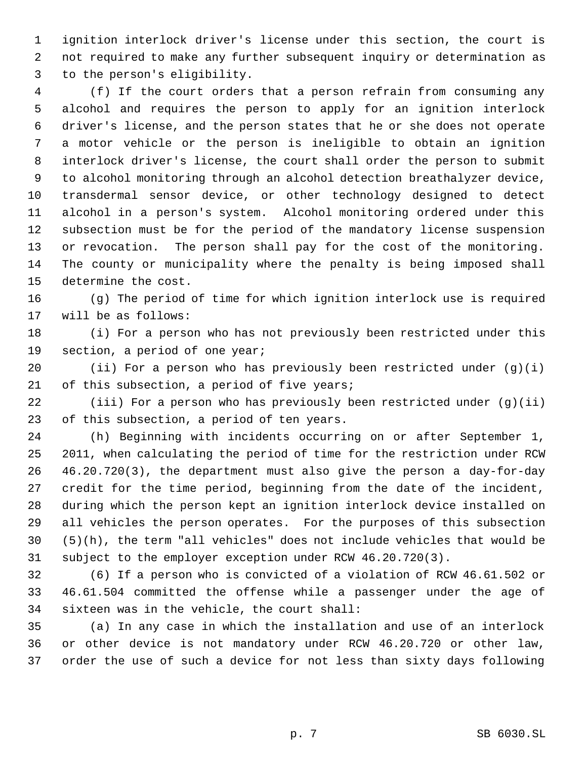ignition interlock driver's license under this section, the court is not required to make any further subsequent inquiry or determination as to the person's eligibility.

(f) If the court orders that a person refrain from consuming any alcohol and requires the person to apply for an ignition interlock driver's license, and the person states that he or she does not operate a motor vehicle or the person is ineligible to obtain an ignition interlock driver's license, the court shall order the person to submit to alcohol monitoring through an alcohol detection breathalyzer device, transdermal sensor device, or other technology designed to detect alcohol in a person's system. Alcohol monitoring ordered under this subsection must be for the period of the mandatory license suspension or revocation. The person shall pay for the cost of the monitoring. The county or municipality where the penalty is being imposed shall determine the cost.

(g) The period of time for which ignition interlock use is required will be as follows:

(i) For a person who has not previously been restricted under this section, a period of one year;

(ii) For a person who has previously been restricted under (g)(i) of this subsection, a period of five years;

(iii) For a person who has previously been restricted under (g)(ii) of this subsection, a period of ten years.

(h) Beginning with incidents occurring on or after September 1, 2011, when calculating the period of time for the restriction under RCW 46.20.720(3), the department must also give the person a day-for-day credit for the time period, beginning from the date of the incident, during which the person kept an ignition interlock device installed on all vehicles the person operates. For the purposes of this subsection (5)(h), the term "all vehicles" does not include vehicles that would be subject to the employer exception under RCW 46.20.720(3).

(6) If a person who is convicted of a violation of RCW 46.61.502 or 46.61.504 committed the offense while a passenger under the age of sixteen was in the vehicle, the court shall:

(a) In any case in which the installation and use of an interlock or other device is not mandatory under RCW 46.20.720 or other law, order the use of such a device for not less than sixty days following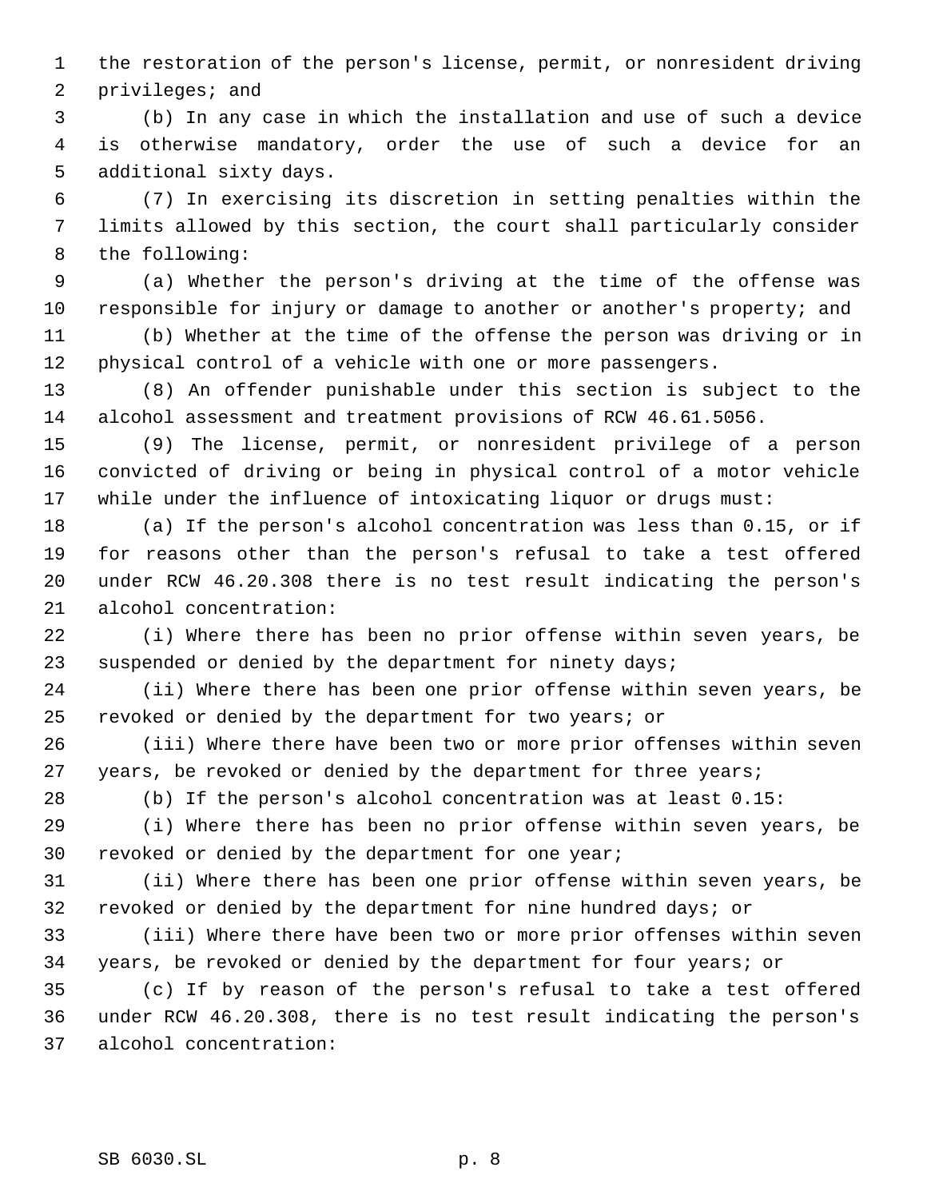the restoration of the person's license, permit, or nonresident driving privileges; and

(b) In any case in which the installation and use of such a device is otherwise mandatory, order the use of such a device for an additional sixty days.

(7) In exercising its discretion in setting penalties within the limits allowed by this section, the court shall particularly consider the following:

(a) Whether the person's driving at the time of the offense was responsible for injury or damage to another or another's property; and

(b) Whether at the time of the offense the person was driving or in physical control of a vehicle with one or more passengers.

(8) An offender punishable under this section is subject to the alcohol assessment and treatment provisions of RCW 46.61.5056.

(9) The license, permit, or nonresident privilege of a person convicted of driving or being in physical control of a motor vehicle while under the influence of intoxicating liquor or drugs must:

(a) If the person's alcohol concentration was less than 0.15, or if for reasons other than the person's refusal to take a test offered under RCW 46.20.308 there is no test result indicating the person's alcohol concentration:

(i) Where there has been no prior offense within seven years, be suspended or denied by the department for ninety days;

(ii) Where there has been one prior offense within seven years, be revoked or denied by the department for two years; or

(iii) Where there have been two or more prior offenses within seven years, be revoked or denied by the department for three years;

(b) If the person's alcohol concentration was at least 0.15:

(i) Where there has been no prior offense within seven years, be revoked or denied by the department for one year;

(ii) Where there has been one prior offense within seven years, be revoked or denied by the department for nine hundred days; or

(iii) Where there have been two or more prior offenses within seven years, be revoked or denied by the department for four years; or

(c) If by reason of the person's refusal to take a test offered under RCW 46.20.308, there is no test result indicating the person's alcohol concentration: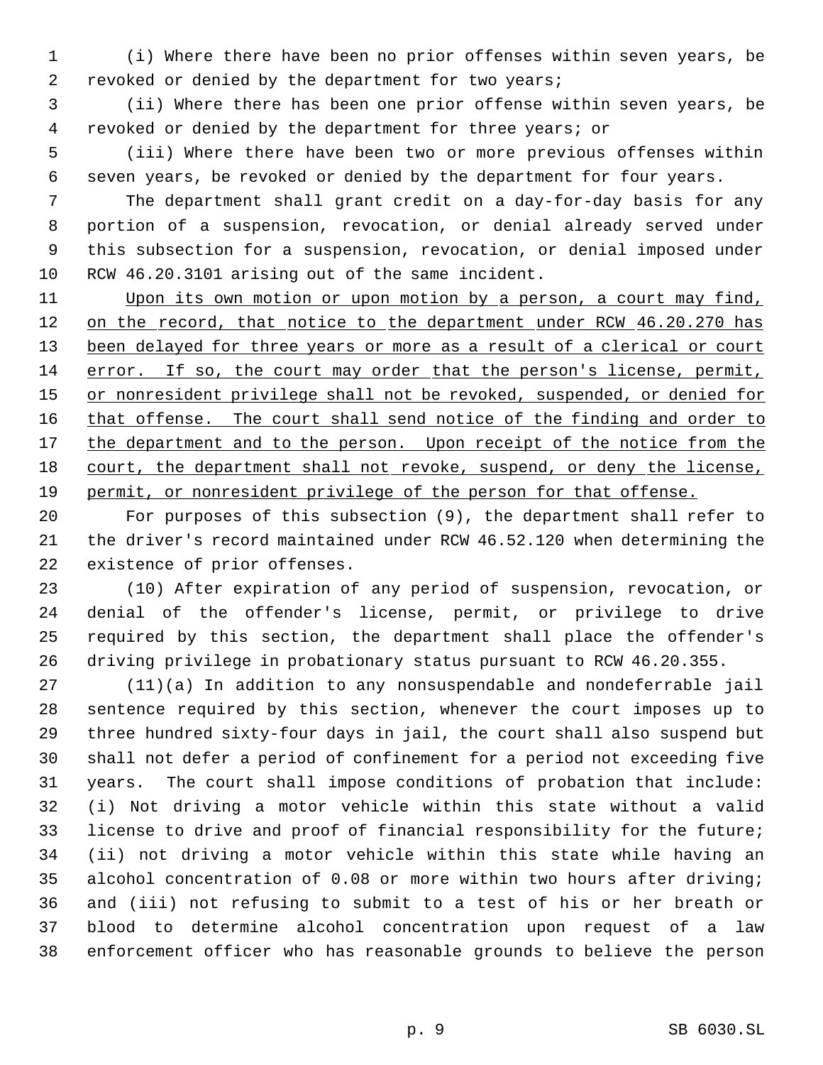(i) Where there have been no prior offenses within seven years, be revoked or denied by the department for two years;

(ii) Where there has been one prior offense within seven years, be revoked or denied by the department for three years; or

(iii) Where there have been two or more previous offenses within seven years, be revoked or denied by the department for four years.

The department shall grant credit on a day-for-day basis for any portion of a suspension, revocation, or denial already served under this subsection for a suspension, revocation, or denial imposed under RCW 46.20.3101 arising out of the same incident.

Upon its own motion or upon motion by a person, a court may find, on the record, that notice to the department under RCW 46.20.270 has been delayed for three years or more as a result of a clerical or court error. If so, the court may order that the person's license, permit, or nonresident privilege shall not be revoked, suspended, or denied for that offense. The court shall send notice of the finding and order to the department and to the person. Upon receipt of the notice from the court, the department shall not revoke, suspend, or deny the license, permit, or nonresident privilege of the person for that offense.

For purposes of this subsection (9), the department shall refer to the driver's record maintained under RCW 46.52.120 when determining the existence of prior offenses.

(10) After expiration of any period of suspension, revocation, or denial of the offender's license, permit, or privilege to drive required by this section, the department shall place the offender's driving privilege in probationary status pursuant to RCW 46.20.355.

(11)(a) In addition to any nonsuspendable and nondeferrable jail sentence required by this section, whenever the court imposes up to three hundred sixty-four days in jail, the court shall also suspend but shall not defer a period of confinement for a period not exceeding five years. The court shall impose conditions of probation that include: (i) Not driving a motor vehicle within this state without a valid license to drive and proof of financial responsibility for the future; (ii) not driving a motor vehicle within this state while having an alcohol concentration of 0.08 or more within two hours after driving; and (iii) not refusing to submit to a test of his or her breath or blood to determine alcohol concentration upon request of a law enforcement officer who has reasonable grounds to believe the person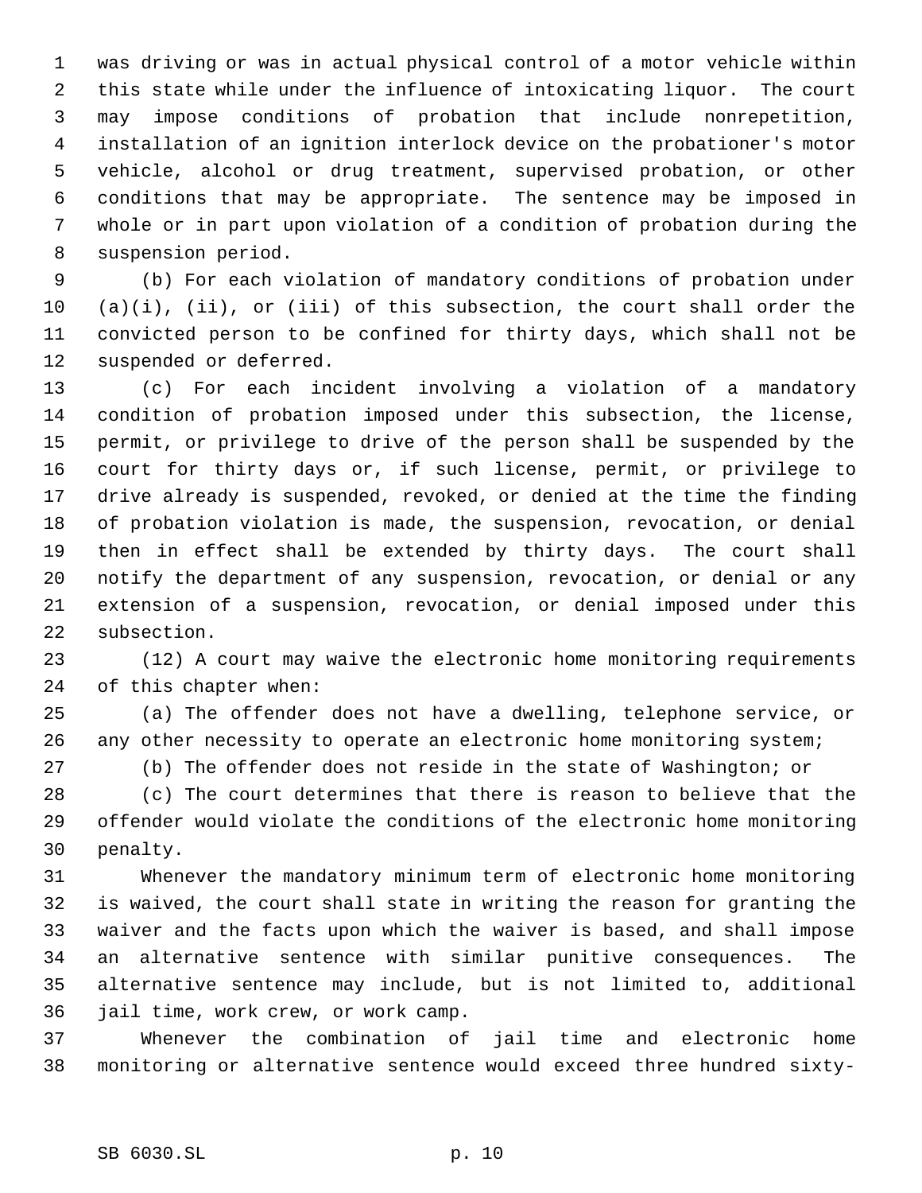was driving or was in actual physical control of a motor vehicle within this state while under the influence of intoxicating liquor. The court may impose conditions of probation that include nonrepetition, installation of an ignition interlock device on the probationer's motor vehicle, alcohol or drug treatment, supervised probation, or other conditions that may be appropriate. The sentence may be imposed in whole or in part upon violation of a condition of probation during the suspension period.

(b) For each violation of mandatory conditions of probation under (a)(i), (ii), or (iii) of this subsection, the court shall order the convicted person to be confined for thirty days, which shall not be suspended or deferred.

(c) For each incident involving a violation of a mandatory condition of probation imposed under this subsection, the license, permit, or privilege to drive of the person shall be suspended by the court for thirty days or, if such license, permit, or privilege to drive already is suspended, revoked, or denied at the time the finding of probation violation is made, the suspension, revocation, or denial then in effect shall be extended by thirty days. The court shall notify the department of any suspension, revocation, or denial or any extension of a suspension, revocation, or denial imposed under this subsection.

(12) A court may waive the electronic home monitoring requirements of this chapter when:

(a) The offender does not have a dwelling, telephone service, or any other necessity to operate an electronic home monitoring system;

(b) The offender does not reside in the state of Washington; or

(c) The court determines that there is reason to believe that the offender would violate the conditions of the electronic home monitoring penalty.

Whenever the mandatory minimum term of electronic home monitoring is waived, the court shall state in writing the reason for granting the waiver and the facts upon which the waiver is based, and shall impose an alternative sentence with similar punitive consequences. The alternative sentence may include, but is not limited to, additional jail time, work crew, or work camp.

Whenever the combination of jail time and electronic home monitoring or alternative sentence would exceed three hundred sixty-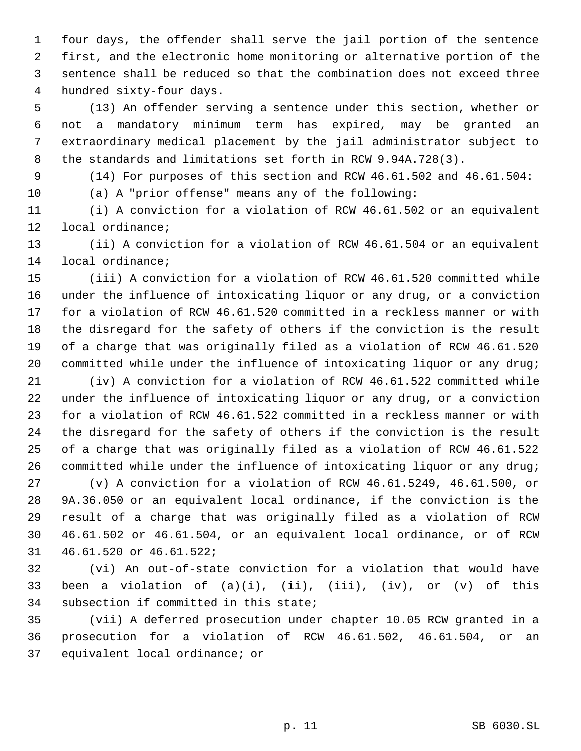four days, the offender shall serve the jail portion of the sentence first, and the electronic home monitoring or alternative portion of the sentence shall be reduced so that the combination does not exceed three hundred sixty-four days.

(13) An offender serving a sentence under this section, whether or not a mandatory minimum term has expired, may be granted an extraordinary medical placement by the jail administrator subject to the standards and limitations set forth in RCW 9.94A.728(3).

(14) For purposes of this section and RCW 46.61.502 and 46.61.504:

(a) A "prior offense" means any of the following:

(i) A conviction for a violation of RCW 46.61.502 or an equivalent local ordinance;

(ii) A conviction for a violation of RCW 46.61.504 or an equivalent local ordinance;

(iii) A conviction for a violation of RCW 46.61.520 committed while under the influence of intoxicating liquor or any drug, or a conviction for a violation of RCW 46.61.520 committed in a reckless manner or with the disregard for the safety of others if the conviction is the result of a charge that was originally filed as a violation of RCW 46.61.520 committed while under the influence of intoxicating liquor or any drug;

(iv) A conviction for a violation of RCW 46.61.522 committed while under the influence of intoxicating liquor or any drug, or a conviction for a violation of RCW 46.61.522 committed in a reckless manner or with the disregard for the safety of others if the conviction is the result of a charge that was originally filed as a violation of RCW 46.61.522 committed while under the influence of intoxicating liquor or any drug;

(v) A conviction for a violation of RCW 46.61.5249, 46.61.500, or 9A.36.050 or an equivalent local ordinance, if the conviction is the result of a charge that was originally filed as a violation of RCW 46.61.502 or 46.61.504, or an equivalent local ordinance, or of RCW 46.61.520 or 46.61.522;

(vi) An out-of-state conviction for a violation that would have been a violation of (a)(i), (ii), (iii), (iv), or (v) of this subsection if committed in this state;

(vii) A deferred prosecution under chapter 10.05 RCW granted in a prosecution for a violation of RCW 46.61.502, 46.61.504, or an equivalent local ordinance; or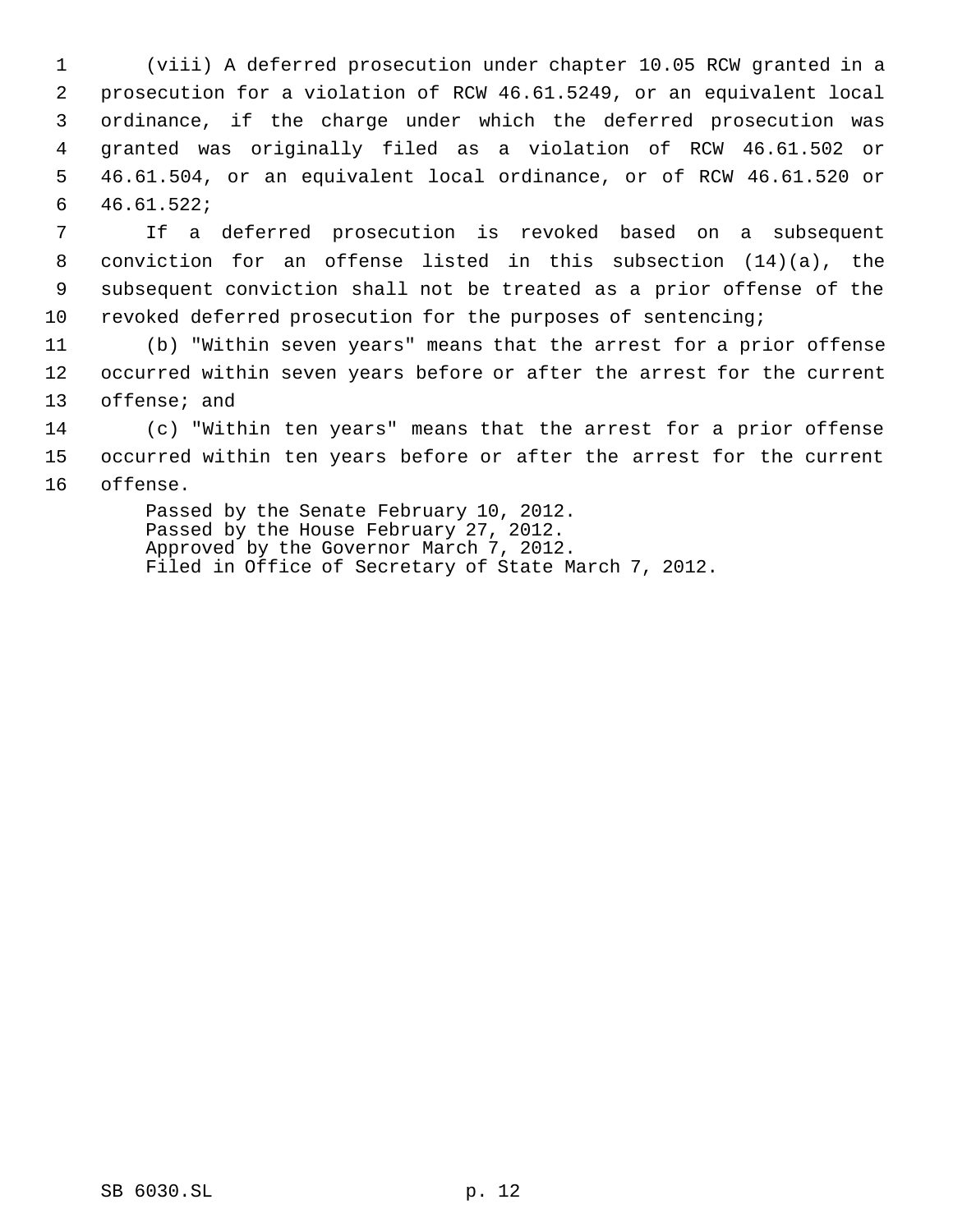(viii) A deferred prosecution under chapter 10.05 RCW granted in a prosecution for a violation of RCW 46.61.5249, or an equivalent local ordinance, if the charge under which the deferred prosecution was granted was originally filed as a violation of RCW 46.61.502 or 46.61.504, or an equivalent local ordinance, or of RCW 46.61.520 or 46.61.522;

If a deferred prosecution is revoked based on a subsequent conviction for an offense listed in this subsection (14)(a), the subsequent conviction shall not be treated as a prior offense of the revoked deferred prosecution for the purposes of sentencing;

(b) "Within seven years" means that the arrest for a prior offense occurred within seven years before or after the arrest for the current offense; and

(c) "Within ten years" means that the arrest for a prior offense occurred within ten years before or after the arrest for the current offense.

Passed by the Senate February 10, 2012.
Passed by the House February 27, 2012.
Approved by the Governor March 7, 2012.
Filed in Office of Secretary of State March 7, 2012.